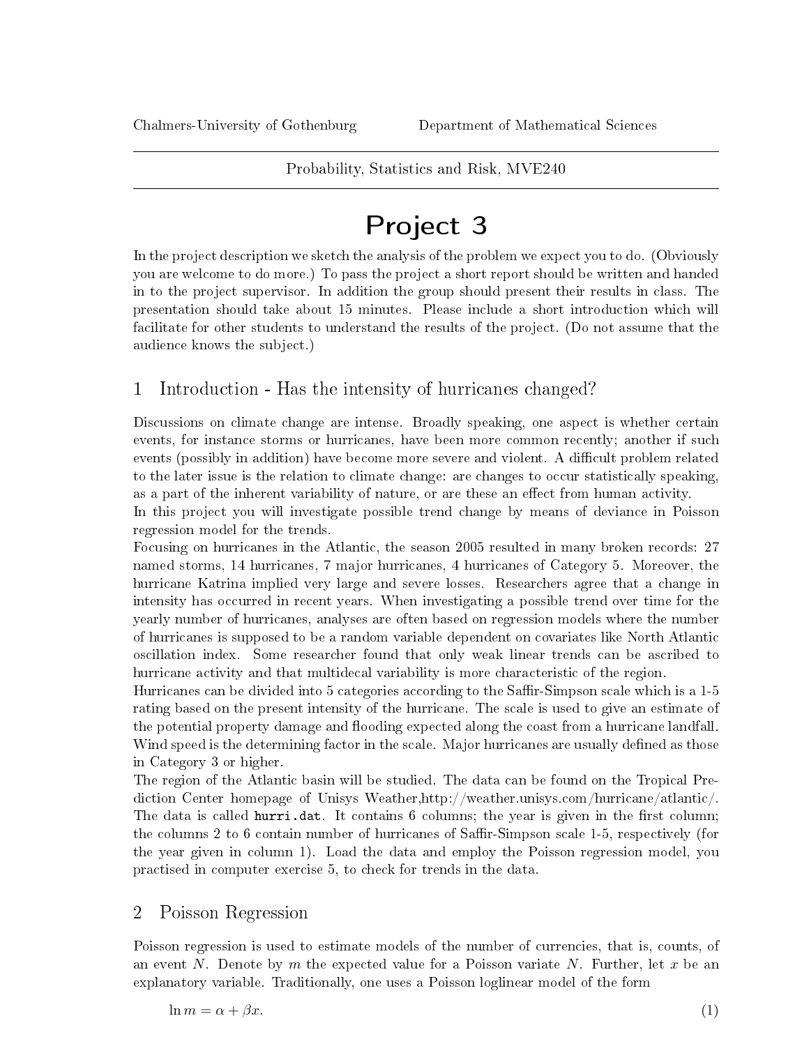Chalmers-University of Gothenburg Department of Mathematical Sciences

Probability, Statistics and Risk, MVE240

# Project 3

In the project description we sketch the analysis of the problem we expect you to do. (Obviously you are welcome to do more.) To pass the project a short report should be written and handed in to the project supervisor. In addition the group should present their results in class. The presentation should take about 15 minutes. Please include a short introduction which will facilitate for other students to understand the results of the project. (Do not assume that the audience knows the subject.)

## 1 Introduction - Has the intensity of hurricanes changed?

Discussions on climate change are intense. Broadly speaking, one aspect is whether certain events, for instance storms or hurricanes, have been more common recently; another if such events (possibly in addition) have become more severe and violent. A difficult problem related to the later issue is the relation to climate change: are changes to occur statistically speaking, as a part of the inherent variability of nature, or are these an effect from human activity.

In this project you will investigate possible trend change by means of deviance in Poisson regression model for the trends.

Focusing on hurricanes in the Atlantic, the season 2005 resulted in many broken records: 27 named storms, 14 hurricanes, 7 major hurricanes, 4 hurricanes of Category 5. Moreover, the hurricane Katrina implied very large and severe losses. Researchers agree that a change in intensity has occurred in recent years. When investigating a possible trend over time for the yearly number of hurricanes, analyses are often based on regression models where the number of hurricanes is supposed to be a random variable dependent on covariates like North Atlantic oscillation index. Some researcher found that only weak linear trends can be ascribed to hurricane activity and that multidecal variability is more characteristic of the region.

Hurricanes can be divided into 5 categories according to the Saffir-Simpson scale which is a 1-5 rating based on the present intensity of the hurricane. The scale is used to give an estimate of the potential property damage and flooding expected along the coast from a hurricane landfall. Wind speed is the determining factor in the scale. Major hurricanes are usually defined as those in Category 3 or higher.

The region of the Atlantic basin will be studied. The data can be found on the Tropical Prediction Center homepage of Unisys Weather,http://weather.unisys.com/hurricane/atlantic/. The data is called `hurri.dat`. It contains 6 columns; the year is given in the first column; the columns 2 to 6 contain number of hurricanes of Saffir-Simpson scale 1-5, respectively (for the year given in column 1). Load the data and employ the Poisson regression model, you practised in computer exercise 5, to check for trends in the data.

## 2 Poisson Regression

Poisson regression is used to estimate models of the number of currencies, that is, counts, of an event $N$. Denote by $m$ the expected value for a Poisson variate $N$. Further, let $x$ be an explanatory variable. Traditionally, one uses a Poisson loglinear model of the form

$$\ln m = \alpha + \beta x. \tag{1}$$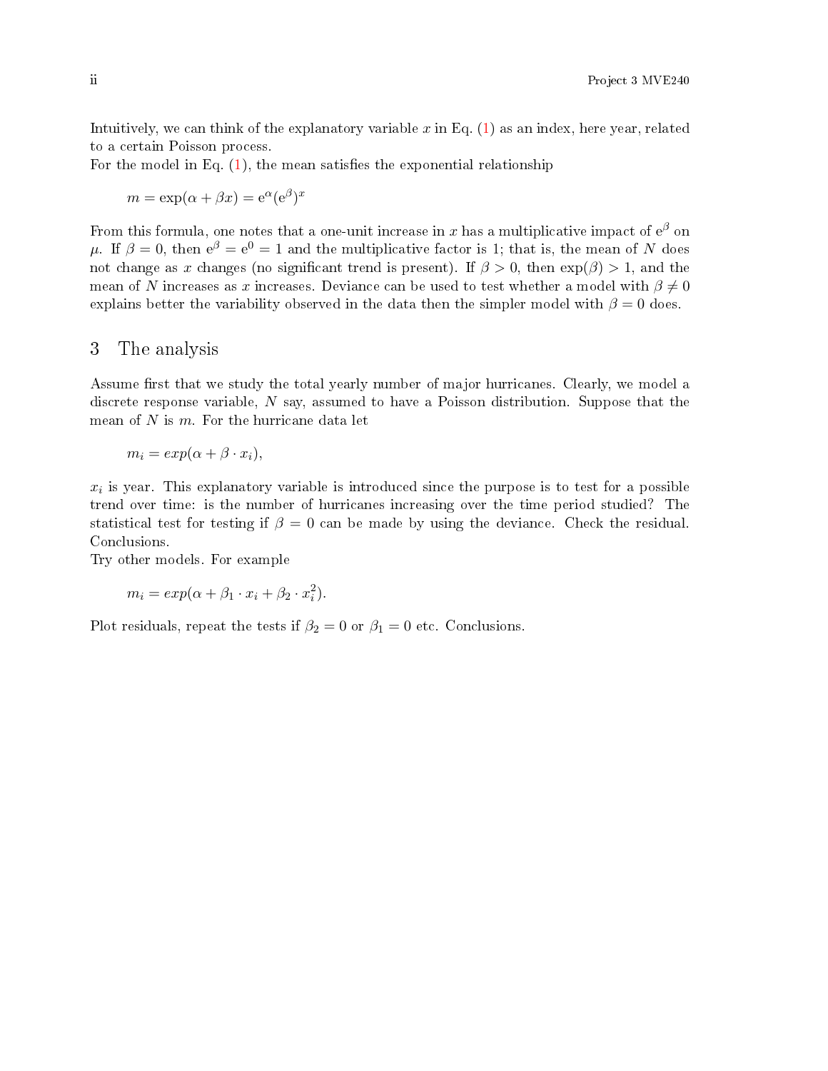Intuitively, we can think of the explanatory variable $x$ in Eq. (1) as an index, here year, related to a certain Poisson process.
For the model in Eq. (1), the mean satisfies the exponential relationship

$$m = \exp(\alpha + \beta x) = e^{\alpha}(e^{\beta})^{x}$$

From this formula, one notes that a one-unit increase in $x$ has a multiplicative impact of $e^{\beta}$ on $\mu$. If $\beta = 0$, then $e^{\beta} = e^{0} = 1$ and the multiplicative factor is 1; that is, the mean of $N$ does not change as $x$ changes (no significant trend is present). If $\beta > 0$, then $\exp(\beta) > 1$, and the mean of $N$ increases as $x$ increases. Deviance can be used to test whether a model with $\beta \neq 0$ explains better the variability observed in the data then the simpler model with $\beta = 0$ does.

## 3 The analysis

Assume first that we study the total yearly number of major hurricanes. Clearly, we model a discrete response variable, $N$ say, assumed to have a Poisson distribution. Suppose that the mean of $N$ is $m$. For the hurricane data let

$$m_i = exp(\alpha + \beta \cdot x_i),$$

$x_i$ is year. This explanatory variable is introduced since the purpose is to test for a possible trend over time: is the number of hurricanes increasing over the time period studied? The statistical test for testing if $\beta = 0$ can be made by using the deviance. Check the residual. Conclusions.
Try other models. For example

$$m_i = exp(\alpha + \beta_1 \cdot x_i + \beta_2 \cdot x_i^2).$$

Plot residuals, repeat the tests if $\beta_2 = 0$ or $\beta_1 = 0$ etc. Conclusions.